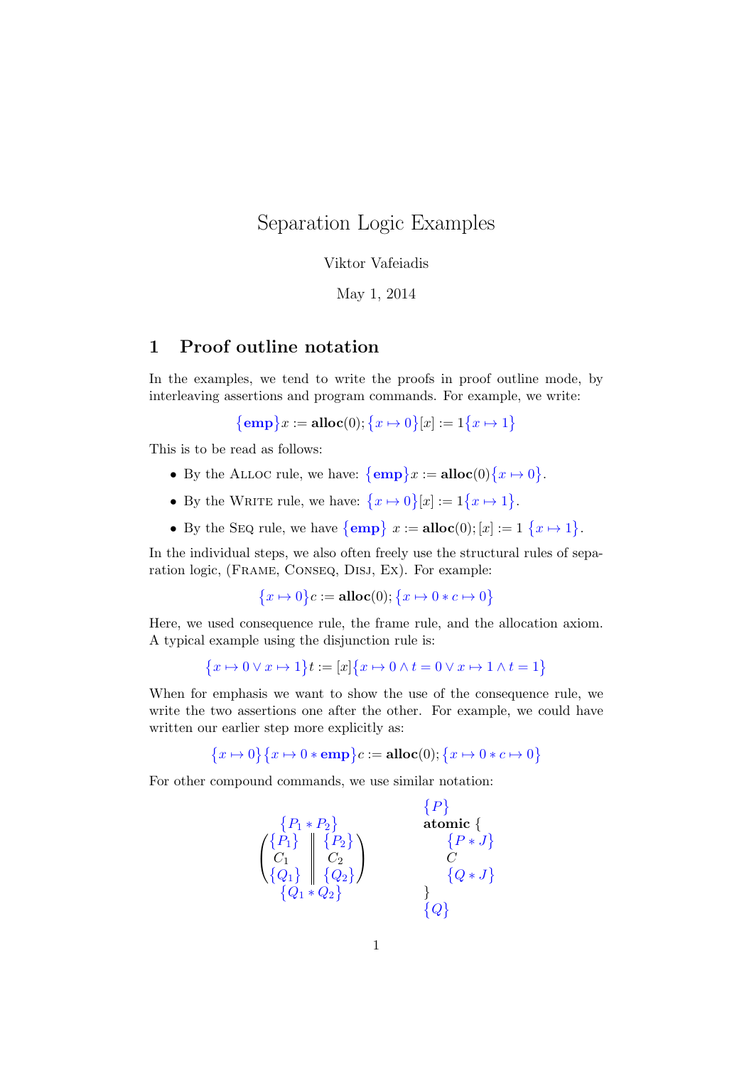# Separation Logic Examples

Viktor Vafeiadis

May 1, 2014

## 1 Proof outline notation

In the examples, we tend to write the proofs in proof outline mode, by interleaving assertions and program commands. For example, we write:

$$\{\mathbf{emp}\} x := \mathbf{alloc}(0); \{x \mapsto 0\} [x] := 1 \{x \mapsto 1\}$$

This is to be read as follows:

- By the Alloc rule, we have: $\{\mathbf{emp}\} x := \mathbf{alloc}(0) \{x \mapsto 0\}$.
- By the Write rule, we have: $\{x \mapsto 0\} [x] := 1 \{x \mapsto 1\}$.
- By the Seq rule, we have $\{\mathbf{emp}\}\ x := \mathbf{alloc}(0); [x] := 1\ \{x \mapsto 1\}$.

In the individual steps, we also often freely use the structural rules of separation logic, (Frame, Conseq, Disj, Ex). For example:

$$\{x \mapsto 0\} c := \mathbf{alloc}(0); \{x \mapsto 0 * c \mapsto 0\}$$

Here, we used consequence rule, the frame rule, and the allocation axiom. A typical example using the disjunction rule is:

$$\{x \mapsto 0 \lor x \mapsto 1\} t := [x] \{x \mapsto 0 \land t = 0 \lor x \mapsto 1 \land t = 1\}$$

When for emphasis we want to show the use of the consequence rule, we write the two assertions one after the other. For example, we could have written our earlier step more explicitly as:

$$\{x \mapsto 0\} \{x \mapsto 0 * \mathbf{emp}\} c := \mathbf{alloc}(0); \{x \mapsto 0 * c \mapsto 0\}$$

For other compound commands, we use similar notation:

$$\begin{array}{c} \{P_1 * P_2\} \\ \left( \begin{array}{c} \{P_1\} \\ C_1 \\ \{Q_1\} \end{array} \middle\| \begin{array}{c} \{P_2\} \\ C_2 \\ \{Q_2\} \end{array} \right) \\ \{Q_1 * Q_2\} \end{array} \qquad \begin{array}{l} \{P\} \\ \mathbf{atomic}\ \{ \\ \quad \{P * J\} \\ \quad C \\ \quad \{Q * J\} \\ \} \\ \{Q\} \end{array}$$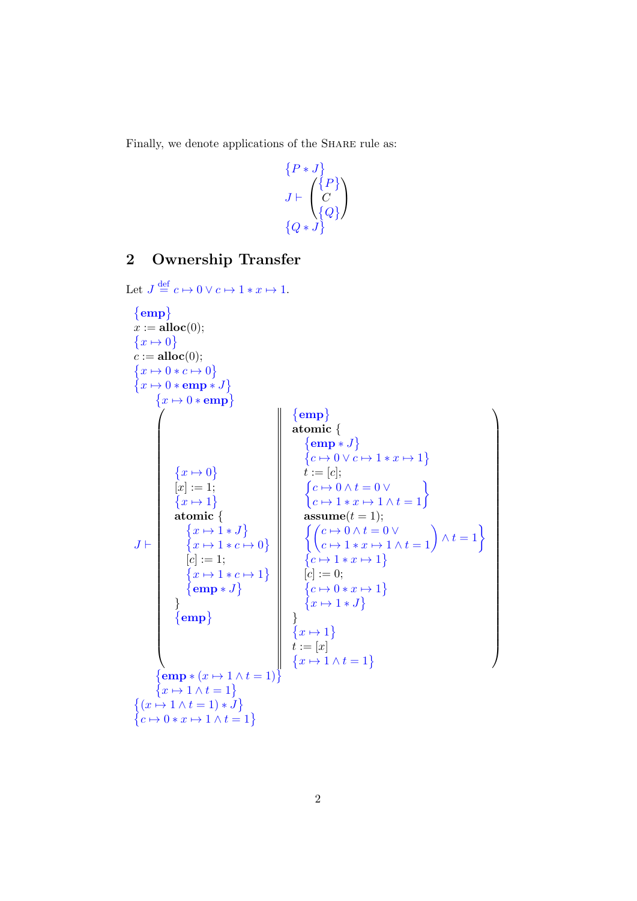Finally, we denote applications of the Share rule as:

$$
\begin{array}{l}
\{P * J\} \\
J \vdash \begin{pmatrix} \{P\} \\ C \\ \{Q\} \end{pmatrix} \\
\{Q * J\}
\end{array}
$$

## 2 Ownership Transfer

Let $J \stackrel{\text{def}}{=} c \mapsto 0 \lor c \mapsto 1 * x \mapsto 1$.

$$
\begin{array}{l}
\{\mathbf{emp}\} \\
x := \mathbf{alloc}(0); \\
\{x \mapsto 0\} \\
c := \mathbf{alloc}(0); \\
\{x \mapsto 0 * c \mapsto 0\} \\
\{x \mapsto 0 * \mathbf{emp} * J\} \\
\quad \{x \mapsto 0 * \mathbf{emp}\} \\
J \vdash \left( \begin{array}{l}
\{x \mapsto 0\} \\
[x] := 1; \\
\{x \mapsto 1\} \\
\mathbf{atomic}\ \{ \\
\quad \{x \mapsto 1 * J\} \\
\quad \{x \mapsto 1 * c \mapsto 0\} \\
\quad [c] := 1; \\
\quad \{x \mapsto 1 * c \mapsto 1\} \\
\quad \{\mathbf{emp} * J\} \\
\} \\
\{\mathbf{emp}\}
\end{array}
\;\middle\|\;
\begin{array}{l}
\{\mathbf{emp}\} \\
\mathbf{atomic}\ \{ \\
\quad \{\mathbf{emp} * J\} \\
\quad \{c \mapsto 0 \lor c \mapsto 1 * x \mapsto 1\} \\
\quad t := [c]; \\
\quad \left\{ \begin{array}{l} c \mapsto 0 \land t = 0 \lor \\ c \mapsto 1 * x \mapsto 1 \land t = 1 \end{array} \right\} \\
\quad \mathbf{assume}(t = 1); \\
\quad \left\{ \left( \begin{array}{l} c \mapsto 0 \land t = 0 \lor \\ c \mapsto 1 * x \mapsto 1 \land t = 1 \end{array} \right) \land t = 1 \right\} \\
\quad \{c \mapsto 1 * x \mapsto 1\} \\
\quad [c] := 0; \\
\quad \{c \mapsto 0 * x \mapsto 1\} \\
\quad \{x \mapsto 1 * J\} \\
\} \\
\{x \mapsto 1\} \\
t := [x] \\
\{x \mapsto 1 \land t = 1\}
\end{array} \right) \\
\quad \{\mathbf{emp} * (x \mapsto 1 \land t = 1)\} \\
\quad \{x \mapsto 1 \land t = 1\} \\
\{(x \mapsto 1 \land t = 1) * J\} \\
\{c \mapsto 0 * x \mapsto 1 \land t = 1\}
\end{array}
$$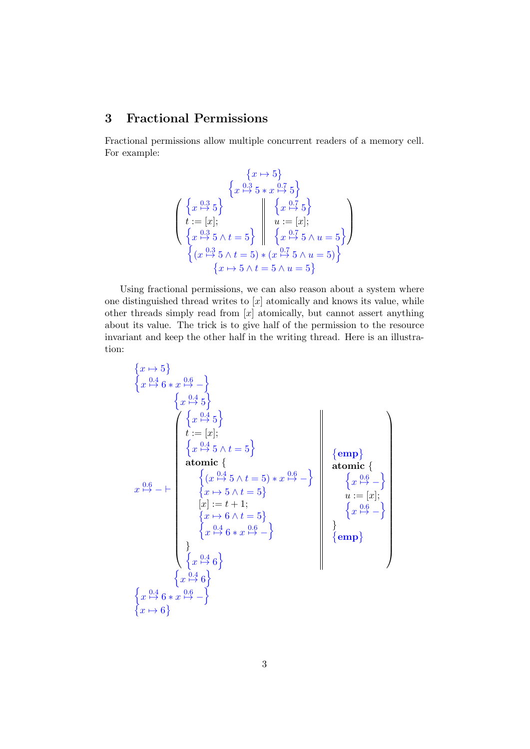## 3 Fractional Permissions

Fractional permissions allow multiple concurrent readers of a memory cell. For example:

$$
\begin{array}{c}
\{x \mapsto 5\} \\
\left\{x \overset{0.3}{\mapsto} 5 * x \overset{0.7}{\mapsto} 5\right\} \\
\left(
\begin{array}{l}
\left\{x \overset{0.3}{\mapsto} 5\right\} \\
t := [x]; \\
\left\{x \overset{0.3}{\mapsto} 5 \wedge t = 5\right\}
\end{array}
\;\middle\|\;
\begin{array}{l}
\left\{x \overset{0.7}{\mapsto} 5\right\} \\
u := [x]; \\
\left\{x \overset{0.7}{\mapsto} 5 \wedge u = 5\right\}
\end{array}
\right) \\
\left\{(x \overset{0.3}{\mapsto} 5 \wedge t = 5) * (x \overset{0.7}{\mapsto} 5 \wedge u = 5)\right\} \\
\{x \mapsto 5 \wedge t = 5 \wedge u = 5\}
\end{array}
$$

Using fractional permissions, we can also reason about a system where one distinguished thread writes to $[x]$ atomically and knows its value, while other threads simply read from $[x]$ atomically, but cannot assert anything about its value. The trick is to give half of the permission to the resource invariant and keep the other half in the writing thread. Here is an illustration:

$$
\begin{array}{l}
\{x \mapsto 5\} \\
\left\{x \overset{0.4}{\mapsto} 6 * x \overset{0.6}{\mapsto} -\right\} \\
\qquad \left\{x \overset{0.4}{\mapsto} 5\right\} \\
x \overset{0.6}{\mapsto} - \vdash
\left(
\begin{array}{l}
\left\{x \overset{0.4}{\mapsto} 5\right\} \\
t := [x]; \\
\left\{x \overset{0.4}{\mapsto} 5 \wedge t = 5\right\} \\
\textbf{atomic } \{ \\
\quad \left\{(x \overset{0.4}{\mapsto} 5 \wedge t = 5) * x \overset{0.6}{\mapsto} -\right\} \\
\quad \{x \mapsto 5 \wedge t = 5\} \\
\quad [x] := t + 1; \\
\quad \{x \mapsto 6 \wedge t = 5\} \\
\quad \left\{x \overset{0.4}{\mapsto} 6 * x \overset{0.6}{\mapsto} -\right\} \\
\} \\
\left\{x \overset{0.4}{\mapsto} 6\right\}
\end{array}
\;\middle\|\;
\begin{array}{l}
\{\textbf{emp}\} \\
\textbf{atomic } \{ \\
\quad \left\{x \overset{0.6}{\mapsto} -\right\} \\
\quad u := [x]; \\
\quad \left\{x \overset{0.6}{\mapsto} -\right\} \\
\} \\
\{\textbf{emp}\}
\end{array}
\right) \\
\qquad \left\{x \overset{0.4}{\mapsto} 6\right\} \\
\left\{x \overset{0.4}{\mapsto} 6 * x \overset{0.6}{\mapsto} -\right\} \\
\{x \mapsto 6\}
\end{array}
$$